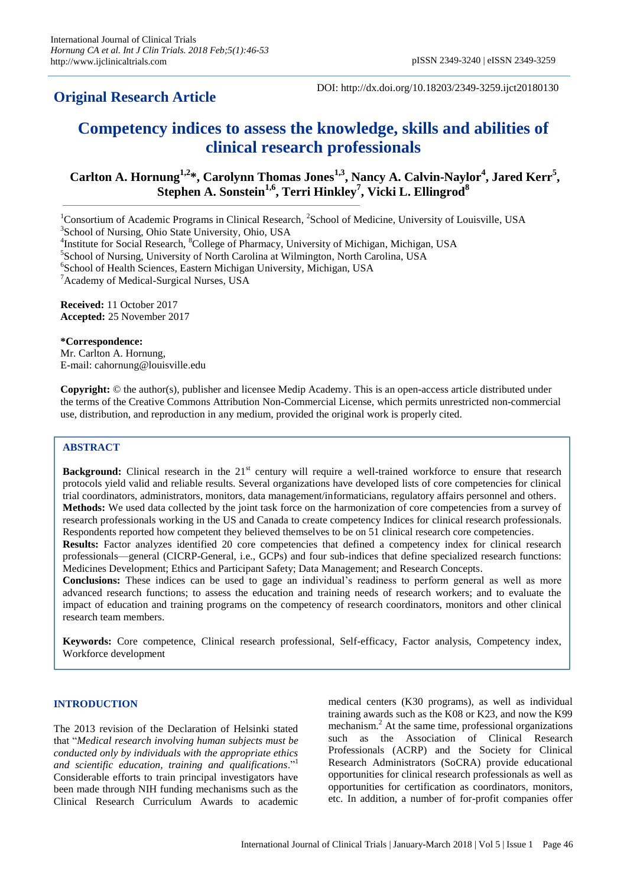**Original Research Article**

DOI: http://dx.doi.org/10.18203/2349-3259.ijct20180130

# Competency indices to assess the knowledge, skills and abilities of clinical research professionals

**Carlton A. Hornung[1,2]\*, Carolynn Thomas Jones[1,3], Nancy A. Calvin-Naylor[4], Jared Kerr[5], Stephen A. Sonstein[1,6], Terri Hinkley[7], Vicki L. Ellingrod[8]**

[1]Consortium of Academic Programs in Clinical Research, [2]School of Medicine, University of Louisville, USA
[3]School of Nursing, Ohio State University, Ohio, USA
[4]Institute for Social Research, [8]College of Pharmacy, University of Michigan, Michigan, USA
[5]School of Nursing, University of North Carolina at Wilmington, North Carolina, USA
[6]School of Health Sciences, Eastern Michigan University, Michigan, USA
[7]Academy of Medical-Surgical Nurses, USA

**Received:** 11 October 2017
**Accepted:** 25 November 2017

**\*Correspondence:**
Mr. Carlton A. Hornung,
E-mail: cahornung@louisville.edu

**Copyright:** © the author(s), publisher and licensee Medip Academy. This is an open-access article distributed under the terms of the Creative Commons Attribution Non-Commercial License, which permits unrestricted non-commercial use, distribution, and reproduction in any medium, provided the original work is properly cited.

## ABSTRACT

**Background:** Clinical research in the 21st century will require a well-trained workforce to ensure that research protocols yield valid and reliable results. Several organizations have developed lists of core competencies for clinical trial coordinators, administrators, monitors, data management/informaticians, regulatory affairs personnel and others.

**Methods:** We used data collected by the joint task force on the harmonization of core competencies from a survey of research professionals working in the US and Canada to create competency Indices for clinical research professionals. Respondents reported how competent they believed themselves to be on 51 clinical research core competencies.

**Results:** Factor analyzes identified 20 core competencies that defined a competency index for clinical research professionals—general (CICRP-General, i.e., GCPs) and four sub-indices that define specialized research functions: Medicines Development; Ethics and Participant Safety; Data Management; and Research Concepts.

**Conclusions:** These indices can be used to gage an individual's readiness to perform general as well as more advanced research functions; to assess the education and training needs of research workers; and to evaluate the impact of education and training programs on the competency of research coordinators, monitors and other clinical research team members.

**Keywords:** Core competence, Clinical research professional, Self-efficacy, Factor analysis, Competency index, Workforce development

## INTRODUCTION

The 2013 revision of the Declaration of Helsinki stated that "*Medical research involving human subjects must be conducted only by individuals with the appropriate ethics and scientific education, training and qualifications*."[1] Considerable efforts to train principal investigators have been made through NIH funding mechanisms such as the Clinical Research Curriculum Awards to academic medical centers (K30 programs), as well as individual training awards such as the K08 or K23, and now the K99 mechanism.[2] At the same time, professional organizations such as the Association of Clinical Research Professionals (ACRP) and the Society for Clinical Research Administrators (SoCRA) provide educational opportunities for clinical research professionals as well as opportunities for certification as coordinators, monitors, etc. In addition, a number of for-profit companies offer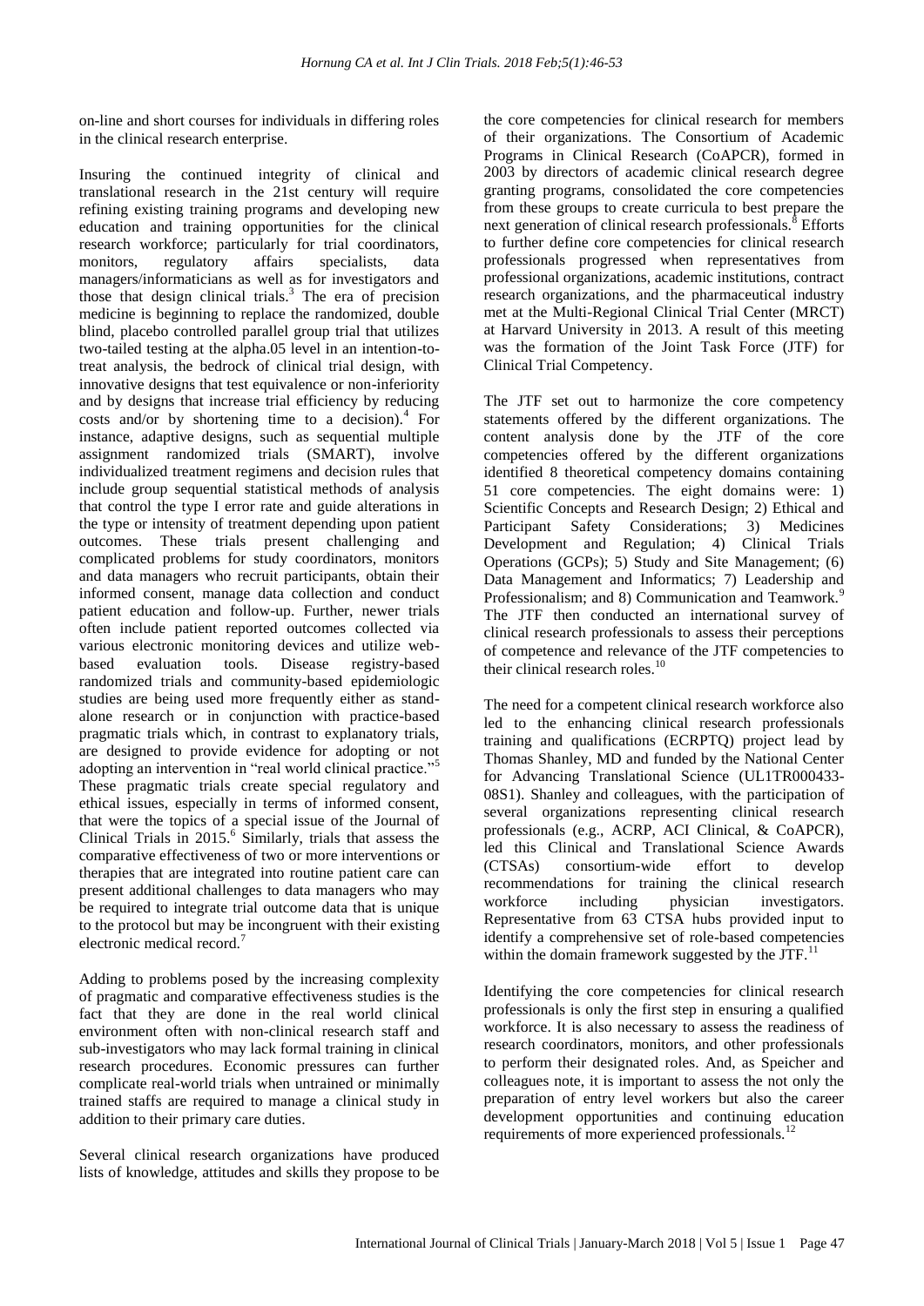on-line and short courses for individuals in differing roles in the clinical research enterprise.

Insuring the continued integrity of clinical and translational research in the 21st century will require refining existing training programs and developing new education and training opportunities for the clinical research workforce; particularly for trial coordinators, monitors, regulatory affairs specialists, data managers/informaticians as well as for investigators and those that design clinical trials.[3] The era of precision medicine is beginning to replace the randomized, double blind, placebo controlled parallel group trial that utilizes two-tailed testing at the alpha.05 level in an intention-to-treat analysis, the bedrock of clinical trial design, with innovative designs that test equivalence or non-inferiority and by designs that increase trial efficiency by reducing costs and/or by shortening time to a decision).[4] For instance, adaptive designs, such as sequential multiple assignment randomized trials (SMART), involve individualized treatment regimens and decision rules that include group sequential statistical methods of analysis that control the type I error rate and guide alterations in the type or intensity of treatment depending upon patient outcomes. These trials present challenging and complicated problems for study coordinators, monitors and data managers who recruit participants, obtain their informed consent, manage data collection and conduct patient education and follow-up. Further, newer trials often include patient reported outcomes collected via various electronic monitoring devices and utilize web-based evaluation tools. Disease registry-based randomized trials and community-based epidemiologic studies are being used more frequently either as stand-alone research or in conjunction with practice-based pragmatic trials which, in contrast to explanatory trials, are designed to provide evidence for adopting or not adopting an intervention in "real world clinical practice."[5] These pragmatic trials create special regulatory and ethical issues, especially in terms of informed consent, that were the topics of a special issue of the Journal of Clinical Trials in 2015.[6] Similarly, trials that assess the comparative effectiveness of two or more interventions or therapies that are integrated into routine patient care can present additional challenges to data managers who may be required to integrate trial outcome data that is unique to the protocol but may be incongruent with their existing electronic medical record.[7]

Adding to problems posed by the increasing complexity of pragmatic and comparative effectiveness studies is the fact that they are done in the real world clinical environment often with non-clinical research staff and sub-investigators who may lack formal training in clinical research procedures. Economic pressures can further complicate real-world trials when untrained or minimally trained staffs are required to manage a clinical study in addition to their primary care duties.

Several clinical research organizations have produced lists of knowledge, attitudes and skills they propose to be the core competencies for clinical research for members of their organizations. The Consortium of Academic Programs in Clinical Research (CoAPCR), formed in 2003 by directors of academic clinical research degree granting programs, consolidated the core competencies from these groups to create curricula to best prepare the next generation of clinical research professionals.[8] Efforts to further define core competencies for clinical research professionals progressed when representatives from professional organizations, academic institutions, contract research organizations, and the pharmaceutical industry met at the Multi-Regional Clinical Trial Center (MRCT) at Harvard University in 2013. A result of this meeting was the formation of the Joint Task Force (JTF) for Clinical Trial Competency.

The JTF set out to harmonize the core competency statements offered by the different organizations. The content analysis done by the JTF of the core competencies offered by the different organizations identified 8 theoretical competency domains containing 51 core competencies. The eight domains were: 1) Scientific Concepts and Research Design; 2) Ethical and Participant Safety Considerations; 3) Medicines Development and Regulation; 4) Clinical Trials Operations (GCPs); 5) Study and Site Management; (6) Data Management and Informatics; 7) Leadership and Professionalism; and 8) Communication and Teamwork.[9] The JTF then conducted an international survey of clinical research professionals to assess their perceptions of competence and relevance of the JTF competencies to their clinical research roles.[10]

The need for a competent clinical research workforce also led to the enhancing clinical research professionals training and qualifications (ECRPTQ) project lead by Thomas Shanley, MD and funded by the National Center for Advancing Translational Science (UL1TR000433-08S1). Shanley and colleagues, with the participation of several organizations representing clinical research professionals (e.g., ACRP, ACI Clinical, & CoAPCR), led this Clinical and Translational Science Awards (CTSAs) consortium-wide effort to develop recommendations for training the clinical research workforce including physician investigators. Representative from 63 CTSA hubs provided input to identify a comprehensive set of role-based competencies within the domain framework suggested by the JTF.[11]

Identifying the core competencies for clinical research professionals is only the first step in ensuring a qualified workforce. It is also necessary to assess the readiness of research coordinators, monitors, and other professionals to perform their designated roles. And, as Speicher and colleagues note, it is important to assess the not only the preparation of entry level workers but also the career development opportunities and continuing education requirements of more experienced professionals.[12]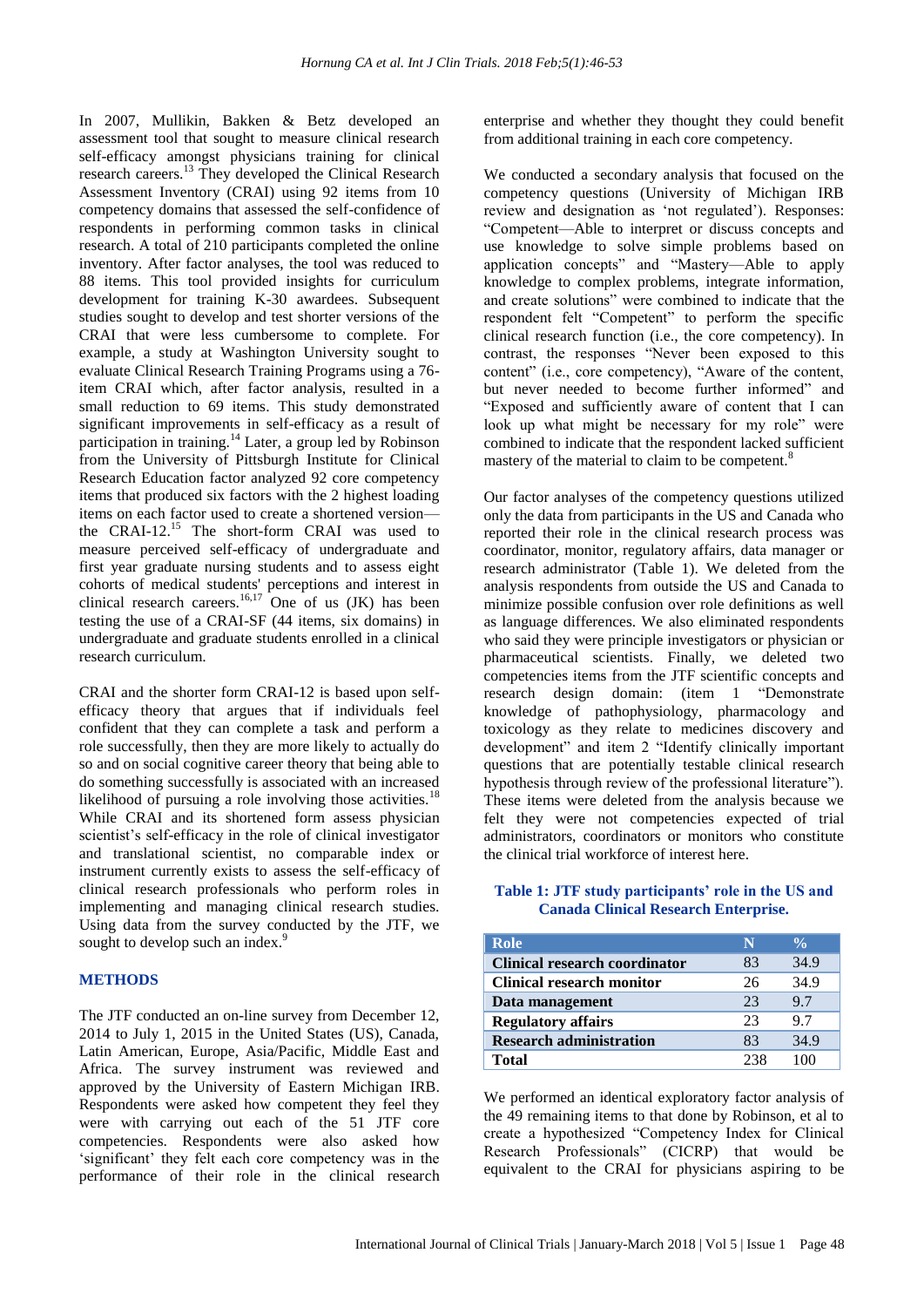In 2007, Mullikin, Bakken & Betz developed an assessment tool that sought to measure clinical research self-efficacy amongst physicians training for clinical research careers.[13] They developed the Clinical Research Assessment Inventory (CRAI) using 92 items from 10 competency domains that assessed the self-confidence of respondents in performing common tasks in clinical research. A total of 210 participants completed the online inventory. After factor analyses, the tool was reduced to 88 items. This tool provided insights for curriculum development for training K-30 awardees. Subsequent studies sought to develop and test shorter versions of the CRAI that were less cumbersome to complete. For example, a study at Washington University sought to evaluate Clinical Research Training Programs using a 76-item CRAI which, after factor analysis, resulted in a small reduction to 69 items. This study demonstrated significant improvements in self-efficacy as a result of participation in training.[14] Later, a group led by Robinson from the University of Pittsburgh Institute for Clinical Research Education factor analyzed 92 core competency items that produced six factors with the 2 highest loading items on each factor used to create a shortened version—the CRAI-12.[15] The short-form CRAI was used to measure perceived self-efficacy of undergraduate and first year graduate nursing students and to assess eight cohorts of medical students' perceptions and interest in clinical research careers.[16,17] One of us (JK) has been testing the use of a CRAI-SF (44 items, six domains) in undergraduate and graduate students enrolled in a clinical research curriculum.

CRAI and the shorter form CRAI-12 is based upon self-efficacy theory that argues that if individuals feel confident that they can complete a task and perform a role successfully, then they are more likely to actually do so and on social cognitive career theory that being able to do something successfully is associated with an increased likelihood of pursuing a role involving those activities.[18] While CRAI and its shortened form assess physician scientist's self-efficacy in the role of clinical investigator and translational scientist, no comparable index or instrument currently exists to assess the self-efficacy of clinical research professionals who perform roles in implementing and managing clinical research studies. Using data from the survey conducted by the JTF, we sought to develop such an index.[9]

## METHODS

The JTF conducted an on-line survey from December 12, 2014 to July 1, 2015 in the United States (US), Canada, Latin American, Europe, Asia/Pacific, Middle East and Africa. The survey instrument was reviewed and approved by the University of Eastern Michigan IRB. Respondents were asked how competent they feel they were with carrying out each of the 51 JTF core competencies. Respondents were also asked how 'significant' they felt each core competency was in the performance of their role in the clinical research enterprise and whether they thought they could benefit from additional training in each core competency.

We conducted a secondary analysis that focused on the competency questions (University of Michigan IRB review and designation as 'not regulated'). Responses: "Competent—Able to interpret or discuss concepts and use knowledge to solve simple problems based on application concepts" and "Mastery—Able to apply knowledge to complex problems, integrate information, and create solutions" were combined to indicate that the respondent felt "Competent" to perform the specific clinical research function (i.e., the core competency). In contrast, the responses "Never been exposed to this content" (i.e., core competency), "Aware of the content, but never needed to become further informed" and "Exposed and sufficiently aware of content that I can look up what might be necessary for my role" were combined to indicate that the respondent lacked sufficient mastery of the material to claim to be competent.[8]

Our factor analyses of the competency questions utilized only the data from participants in the US and Canada who reported their role in the clinical research process was coordinator, monitor, regulatory affairs, data manager or research administrator (Table 1). We deleted from the analysis respondents from outside the US and Canada to minimize possible confusion over role definitions as well as language differences. We also eliminated respondents who said they were principle investigators or physician or pharmaceutical scientists. Finally, we deleted two competencies items from the JTF scientific concepts and research design domain: (item 1 "Demonstrate knowledge of pathophysiology, pharmacology and toxicology as they relate to medicines discovery and development" and item 2 "Identify clinically important questions that are potentially testable clinical research hypothesis through review of the professional literature"). These items were deleted from the analysis because we felt they were not competencies expected of trial administrators, coordinators or monitors who constitute the clinical trial workforce of interest here.

**Table 1: JTF study participants' role in the US and Canada Clinical Research Enterprise.**

| Role | N | % |
|---|---|---|
| **Clinical research coordinator** | 83 | 34.9 |
| **Clinical research monitor** | 26 | 34.9 |
| **Data management** | 23 | 9.7 |
| **Regulatory affairs** | 23 | 9.7 |
| **Research administration** | 83 | 34.9 |
| **Total** | 238 | 100 |

We performed an identical exploratory factor analysis of the 49 remaining items to that done by Robinson, et al to create a hypothesized "Competency Index for Clinical Research Professionals" (CICRP) that would be equivalent to the CRAI for physicians aspiring to be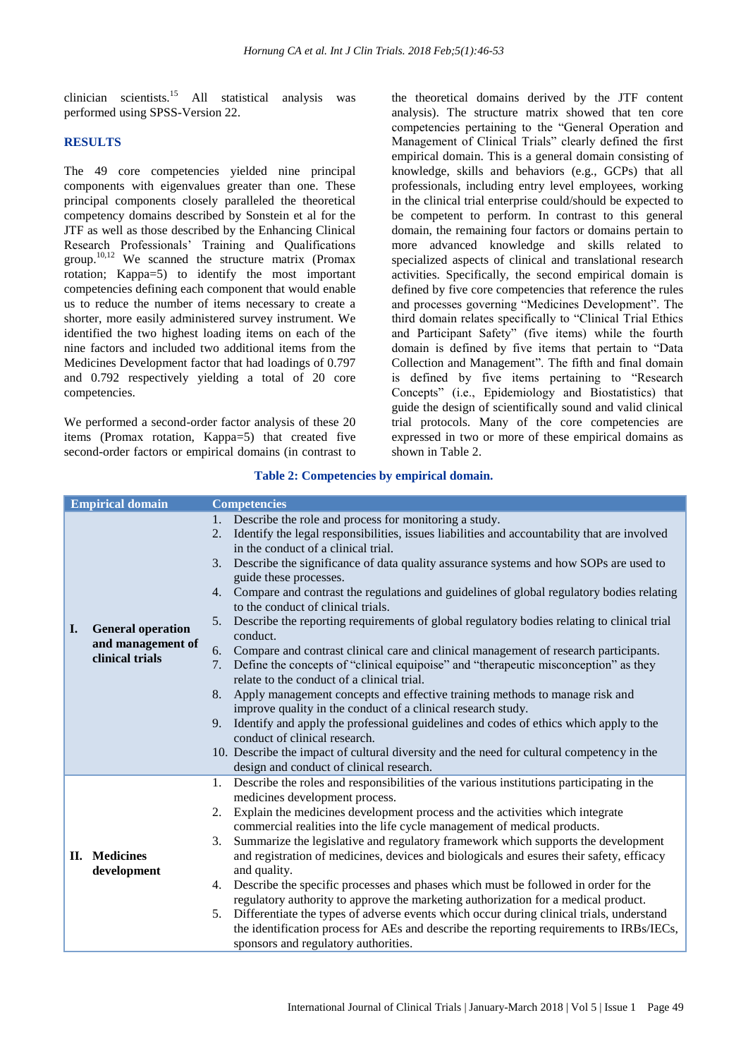clinician scientists.[15] All statistical analysis was performed using SPSS-Version 22.

## RESULTS

The 49 core competencies yielded nine principal components with eigenvalues greater than one. These principal components closely paralleled the theoretical competency domains described by Sonstein et al for the JTF as well as those described by the Enhancing Clinical Research Professionals' Training and Qualifications group.[10,12] We scanned the structure matrix (Promax rotation; Kappa=5) to identify the most important competencies defining each component that would enable us to reduce the number of items necessary to create a shorter, more easily administered survey instrument. We identified the two highest loading items on each of the nine factors and included two additional items from the Medicines Development factor that had loadings of 0.797 and 0.792 respectively yielding a total of 20 core competencies.

We performed a second-order factor analysis of these 20 items (Promax rotation, Kappa=5) that created five second-order factors or empirical domains (in contrast to the theoretical domains derived by the JTF content analysis). The structure matrix showed that ten core competencies pertaining to the "General Operation and Management of Clinical Trials" clearly defined the first empirical domain. This is a general domain consisting of knowledge, skills and behaviors (e.g., GCPs) that all professionals, including entry level employees, working in the clinical trial enterprise could/should be expected to be competent to perform. In contrast to this general domain, the remaining four factors or domains pertain to more advanced knowledge and skills related to specialized aspects of clinical and translational research activities. Specifically, the second empirical domain is defined by five core competencies that reference the rules and processes governing "Medicines Development". The third domain relates specifically to "Clinical Trial Ethics and Participant Safety" (five items) while the fourth domain is defined by five items that pertain to "Data Collection and Management". The fifth and final domain is defined by five items pertaining to "Research Concepts" (i.e., Epidemiology and Biostatistics) that guide the design of scientifically sound and valid clinical trial protocols. Many of the core competencies are expressed in two or more of these empirical domains as shown in Table 2.

**Table 2: Competencies by empirical domain.**

| Empirical domain | Competencies |
|---|---|
| I. **General operation and management of clinical trials** | 1. Describe the role and process for monitoring a study.<br>2. Identify the legal responsibilities, issues liabilities and accountability that are involved in the conduct of a clinical trial.<br>3. Describe the significance of data quality assurance systems and how SOPs are used to guide these processes.<br>4. Compare and contrast the regulations and guidelines of global regulatory bodies relating to the conduct of clinical trials.<br>5. Describe the reporting requirements of global regulatory bodies relating to clinical trial conduct.<br>6. Compare and contrast clinical care and clinical management of research participants.<br>7. Define the concepts of "clinical equipoise" and "therapeutic misconception" as they relate to the conduct of a clinical trial.<br>8. Apply management concepts and effective training methods to manage risk and improve quality in the conduct of a clinical research study.<br>9. Identify and apply the professional guidelines and codes of ethics which apply to the conduct of clinical research.<br>10. Describe the impact of cultural diversity and the need for cultural competency in the design and conduct of clinical research. |
| II. **Medicines development** | 1. Describe the roles and responsibilities of the various institutions participating in the medicines development process.<br>2. Explain the medicines development process and the activities which integrate commercial realities into the life cycle management of medical products.<br>3. Summarize the legislative and regulatory framework which supports the development and registration of medicines, devices and biologicals and esures their safety, efficacy and quality.<br>4. Describe the specific processes and phases which must be followed in order for the regulatory authority to approve the marketing authorization for a medical product.<br>5. Differentiate the types of adverse events which occur during clinical trials, understand the identification process for AEs and describe the reporting requirements to IRBs/IECs, sponsors and regulatory authorities. |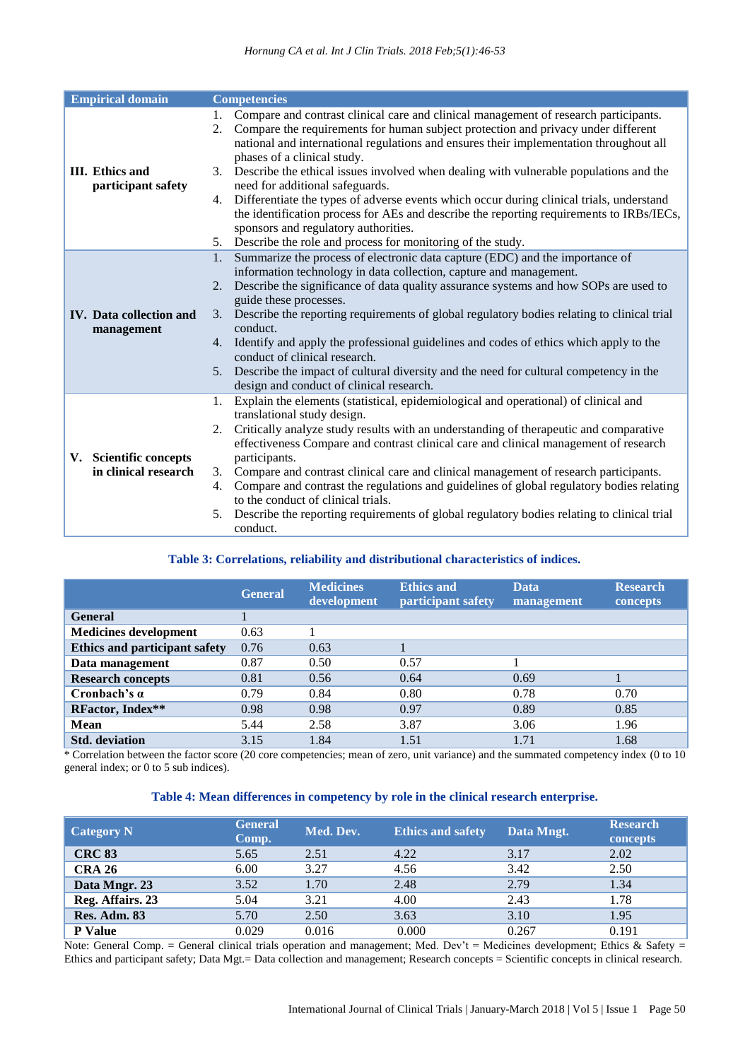| Empirical domain | Competencies |
|---|---|
| **III. Ethics and participant safety** | 1. Compare and contrast clinical care and clinical management of research participants. 2. Compare the requirements for human subject protection and privacy under different national and international regulations and ensures their implementation throughout all phases of a clinical study. 3. Describe the ethical issues involved when dealing with vulnerable populations and the need for additional safeguards. 4. Differentiate the types of adverse events which occur during clinical trials, understand the identification process for AEs and describe the reporting requirements to IRBs/IECs, sponsors and regulatory authorities. 5. Describe the role and process for monitoring of the study. |
| **IV. Data collection and management** | 1. Summarize the process of electronic data capture (EDC) and the importance of information technology in data collection, capture and management. 2. Describe the significance of data quality assurance systems and how SOPs are used to guide these processes. 3. Describe the reporting requirements of global regulatory bodies relating to clinical trial conduct. 4. Identify and apply the professional guidelines and codes of ethics which apply to the conduct of clinical research. 5. Describe the impact of cultural diversity and the need for cultural competency in the design and conduct of clinical research. |
| **V. Scientific concepts in clinical research** | 1. Explain the elements (statistical, epidemiological and operational) of clinical and translational study design. 2. Critically analyze study results with an understanding of therapeutic and comparative effectiveness Compare and contrast clinical care and clinical management of research participants. 3. Compare and contrast clinical care and clinical management of research participants. 4. Compare and contrast the regulations and guidelines of global regulatory bodies relating to the conduct of clinical trials. 5. Describe the reporting requirements of global regulatory bodies relating to clinical trial conduct. |

**Table 3: Correlations, reliability and distributional characteristics of indices.**

| | General | Medicines development | Ethics and participant safety | Data management | Research concepts |
|---|---|---|---|---|---|
| **General** | 1 | | | | |
| **Medicines development** | 0.63 | 1 | | | |
| **Ethics and participant safety** | 0.76 | 0.63 | 1 | | |
| **Data management** | 0.87 | 0.50 | 0.57 | 1 | |
| **Research concepts** | 0.81 | 0.56 | 0.64 | 0.69 | 1 |
| **Cronbach's α** | 0.79 | 0.84 | 0.80 | 0.78 | 0.70 |
| **RFactor, Index**** | 0.98 | 0.98 | 0.97 | 0.89 | 0.85 |
| **Mean** | 5.44 | 2.58 | 3.87 | 3.06 | 1.96 |
| **Std. deviation** | 3.15 | 1.84 | 1.51 | 1.71 | 1.68 |

* Correlation between the factor score (20 core competencies; mean of zero, unit variance) and the summated competency index (0 to 10 general index; or 0 to 5 sub indices).

**Table 4: Mean differences in competency by role in the clinical research enterprise.**

| Category N | General Comp. | Med. Dev. | Ethics and safety | Data Mngt. | Research concepts |
|---|---|---|---|---|---|
| **CRC 83** | 5.65 | 2.51 | 4.22 | 3.17 | 2.02 |
| **CRA 26** | 6.00 | 3.27 | 4.56 | 3.42 | 2.50 |
| **Data Mngr. 23** | 3.52 | 1.70 | 2.48 | 2.79 | 1.34 |
| **Reg. Affairs. 23** | 5.04 | 3.21 | 4.00 | 2.43 | 1.78 |
| **Res. Adm. 83** | 5.70 | 2.50 | 3.63 | 3.10 | 1.95 |
| **P Value** | 0.029 | 0.016 | 0.000 | 0.267 | 0.191 |

Note: General Comp. = General clinical trials operation and management; Med. Dev't = Medicines development; Ethics & Safety = Ethics and participant safety; Data Mgt.= Data collection and management; Research concepts = Scientific concepts in clinical research.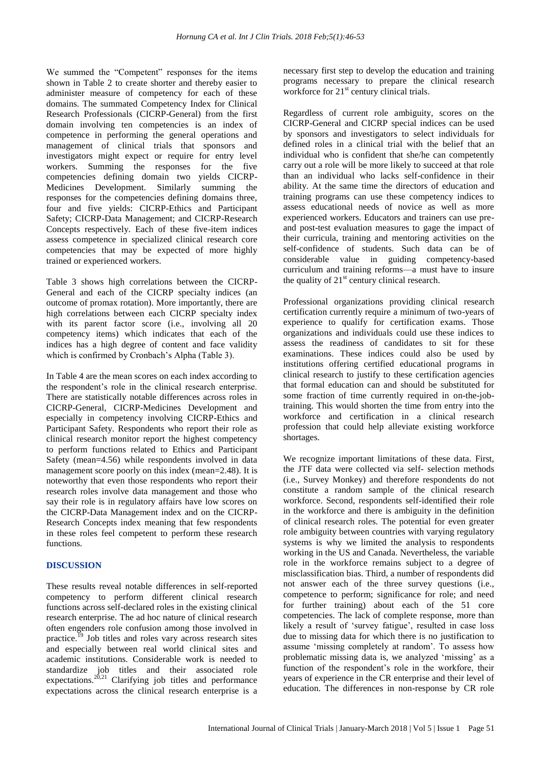We summed the "Competent" responses for the items shown in Table 2 to create shorter and thereby easier to administer measure of competency for each of these domains. The summated Competency Index for Clinical Research Professionals (CICRP-General) from the first domain involving ten competencies is an index of competence in performing the general operations and management of clinical trials that sponsors and investigators might expect or require for entry level workers. Summing the responses for the five competencies defining domain two yields CICRP-Medicines Development. Similarly summing the responses for the competencies defining domains three, four and five yields: CICRP-Ethics and Participant Safety; CICRP-Data Management; and CICRP-Research Concepts respectively. Each of these five-item indices assess competence in specialized clinical research core competencies that may be expected of more highly trained or experienced workers.

Table 3 shows high correlations between the CICRP-General and each of the CICRP specialty indices (an outcome of promax rotation). More importantly, there are high correlations between each CICRP specialty index with its parent factor score (i.e., involving all 20 competency items) which indicates that each of the indices has a high degree of content and face validity which is confirmed by Cronbach's Alpha (Table 3).

In Table 4 are the mean scores on each index according to the respondent's role in the clinical research enterprise. There are statistically notable differences across roles in CICRP-General, CICRP-Medicines Development and especially in competency involving CICRP-Ethics and Participant Safety. Respondents who report their role as clinical research monitor report the highest competency to perform functions related to Ethics and Participant Safety (mean=4.56) while respondents involved in data management score poorly on this index (mean=2.48). It is noteworthy that even those respondents who report their research roles involve data management and those who say their role is in regulatory affairs have low scores on the CICRP-Data Management index and on the CICRP-Research Concepts index meaning that few respondents in these roles feel competent to perform these research functions.

## DISCUSSION

These results reveal notable differences in self-reported competency to perform different clinical research functions across self-declared roles in the existing clinical research enterprise. The ad hoc nature of clinical research often engenders role confusion among those involved in practice.[19] Job titles and roles vary across research sites and especially between real world clinical sites and academic institutions. Considerable work is needed to standardize job titles and their associated role expectations.[20,21] Clarifying job titles and performance expectations across the clinical research enterprise is a necessary first step to develop the education and training programs necessary to prepare the clinical research workforce for 21st century clinical trials.

Regardless of current role ambiguity, scores on the CICRP-General and CICRP special indices can be used by sponsors and investigators to select individuals for defined roles in a clinical trial with the belief that an individual who is confident that she/he can competently carry out a role will be more likely to succeed at that role than an individual who lacks self-confidence in their ability. At the same time the directors of education and training programs can use these competency indices to assess educational needs of novice as well as more experienced workers. Educators and trainers can use pre- and post-test evaluation measures to gage the impact of their curricula, training and mentoring activities on the self-confidence of students. Such data can be of considerable value in guiding competency-based curriculum and training reforms—a must have to insure the quality of 21st century clinical research.

Professional organizations providing clinical research certification currently require a minimum of two-years of experience to qualify for certification exams. Those organizations and individuals could use these indices to assess the readiness of candidates to sit for these examinations. These indices could also be used by institutions offering certified educational programs in clinical research to justify to these certification agencies that formal education can and should be substituted for some fraction of time currently required in on-the-job-training. This would shorten the time from entry into the workforce and certification in a clinical research profession that could help alleviate existing workforce shortages.

We recognize important limitations of these data. First, the JTF data were collected via self- selection methods (i.e., Survey Monkey) and therefore respondents do not constitute a random sample of the clinical research workforce. Second, respondents self-identified their role in the workforce and there is ambiguity in the definition of clinical research roles. The potential for even greater role ambiguity between countries with varying regulatory systems is why we limited the analysis to respondents working in the US and Canada. Nevertheless, the variable role in the workforce remains subject to a degree of misclassification bias. Third, a number of respondents did not answer each of the three survey questions (i.e., competence to perform; significance for role; and need for further training) about each of the 51 core competencies. The lack of complete response, more than likely a result of 'survey fatigue', resulted in case loss due to missing data for which there is no justification to assume 'missing completely at random'. To assess how problematic missing data is, we analyzed 'missing' as a function of the respondent's role in the workfore, their years of experience in the CR enterprise and their level of education. The differences in non-response by CR role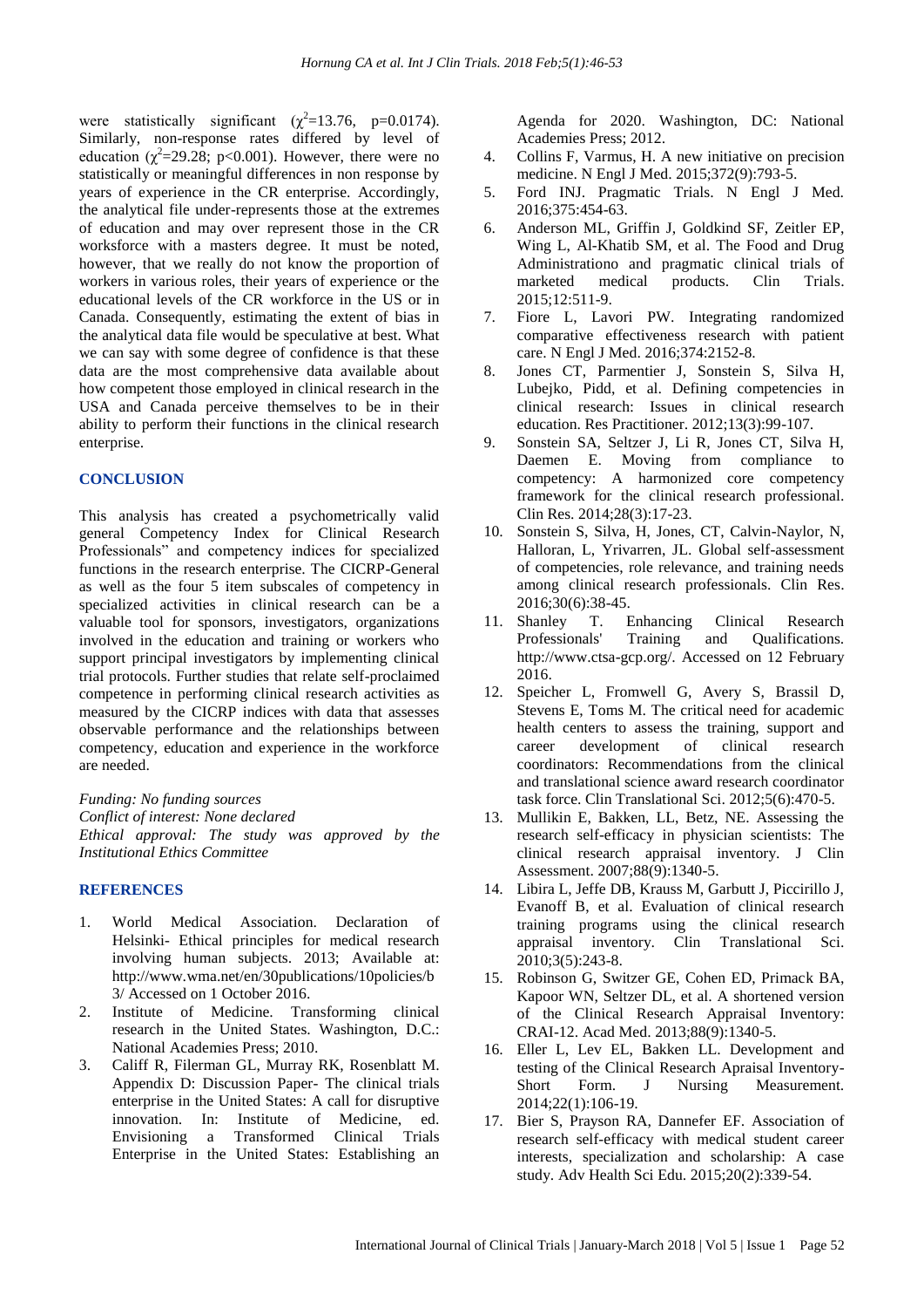were statistically significant ($\chi^2$=13.76, p=0.0174). Similarly, non-response rates differed by level of education ($\chi^2$=29.28; p<0.001). However, there were no statistically or meaningful differences in non response by years of experience in the CR enterprise. Accordingly, the analytical file under-represents those at the extremes of education and may over represent those in the CR worksforce with a masters degree. It must be noted, however, that we really do not know the proportion of workers in various roles, their years of experience or the educational levels of the CR workforce in the US or in Canada. Consequently, estimating the extent of bias in the analytical data file would be speculative at best. What we can say with some degree of confidence is that these data are the most comprehensive data available about how competent those employed in clinical research in the USA and Canada perceive themselves to be in their ability to perform their functions in the clinical research enterprise.

## CONCLUSION

This analysis has created a psychometrically valid general Competency Index for Clinical Research Professionals" and competency indices for specialized functions in the research enterprise. The CICRP-General as well as the four 5 item subscales of competency in specialized activities in clinical research can be a valuable tool for sponsors, investigators, organizations involved in the education and training or workers who support principal investigators by implementing clinical trial protocols. Further studies that relate self-proclaimed competence in performing clinical research activities as measured by the CICRP indices with data that assesses observable performance and the relationships between competency, education and experience in the workforce are needed.

*Funding: No funding sources*
*Conflict of interest: None declared*
*Ethical approval: The study was approved by the Institutional Ethics Committee*

## REFERENCES

1. World Medical Association. Declaration of Helsinki- Ethical principles for medical research involving human subjects. 2013; Available at: http://www.wma.net/en/30publications/10policies/b3/ Accessed on 1 October 2016.
2. Institute of Medicine. Transforming clinical research in the United States. Washington, D.C.: National Academies Press; 2010.
3. Califf R, Filerman GL, Murray RK, Rosenblatt M. Appendix D: Discussion Paper- The clinical trials enterprise in the United States: A call for disruptive innovation. In: Institute of Medicine, ed. Envisioning a Transformed Clinical Trials Enterprise in the United States: Establishing an Agenda for 2020. Washington, DC: National Academies Press; 2012.
4. Collins F, Varmus, H. A new initiative on precision medicine. N Engl J Med. 2015;372(9):793-5.
5. Ford INJ. Pragmatic Trials. N Engl J Med. 2016;375:454-63.
6. Anderson ML, Griffin J, Goldkind SF, Zeitler EP, Wing L, Al-Khatib SM, et al. The Food and Drug Administrationo and pragmatic clinical trials of marketed medical products. Clin Trials. 2015;12:511-9.
7. Fiore L, Lavori PW. Integrating randomized comparative effectiveness research with patient care. N Engl J Med. 2016;374:2152-8.
8. Jones CT, Parmentier J, Sonstein S, Silva H, Lubejko, Pidd, et al. Defining competencies in clinical research: Issues in clinical research education. Res Practitioner. 2012;13(3):99-107.
9. Sonstein SA, Seltzer J, Li R, Jones CT, Silva H, Daemen E. Moving from compliance to competency: A harmonized core competency framework for the clinical research professional. Clin Res. 2014;28(3):17-23.
10. Sonstein S, Silva, H, Jones, CT, Calvin-Naylor, N, Halloran, L, Yrivarren, JL. Global self-assessment of competencies, role relevance, and training needs among clinical research professionals. Clin Res. 2016;30(6):38-45.
11. Shanley T. Enhancing Clinical Research Professionals' Training and Qualifications. http://www.ctsa-gcp.org/. Accessed on 12 February 2016.
12. Speicher L, Fromwell G, Avery S, Brassil D, Stevens E, Toms M. The critical need for academic health centers to assess the training, support and career development of clinical research coordinators: Recommendations from the clinical and translational science award research coordinator task force. Clin Translational Sci. 2012;5(6):470-5.
13. Mullikin E, Bakken, LL, Betz, NE. Assessing the research self-efficacy in physician scientists: The clinical research appraisal inventory. J Clin Assessment. 2007;88(9):1340-5.
14. Libira L, Jeffe DB, Krauss M, Garbutt J, Piccirillo J, Evanoff B, et al. Evaluation of clinical research training programs using the clinical research appraisal inventory. Clin Translational Sci. 2010;3(5):243-8.
15. Robinson G, Switzer GE, Cohen ED, Primack BA, Kapoor WN, Seltzer DL, et al. A shortened version of the Clinical Research Appraisal Inventory: CRAI-12. Acad Med. 2013;88(9):1340-5.
16. Eller L, Lev EL, Bakken LL. Development and testing of the Clinical Research Apraisal Inventory-Short Form. J Nursing Measurement. 2014;22(1):106-19.
17. Bier S, Prayson RA, Dannefer EF. Association of research self-efficacy with medical student career interests, specialization and scholarship: A case study. Adv Health Sci Edu. 2015;20(2):339-54.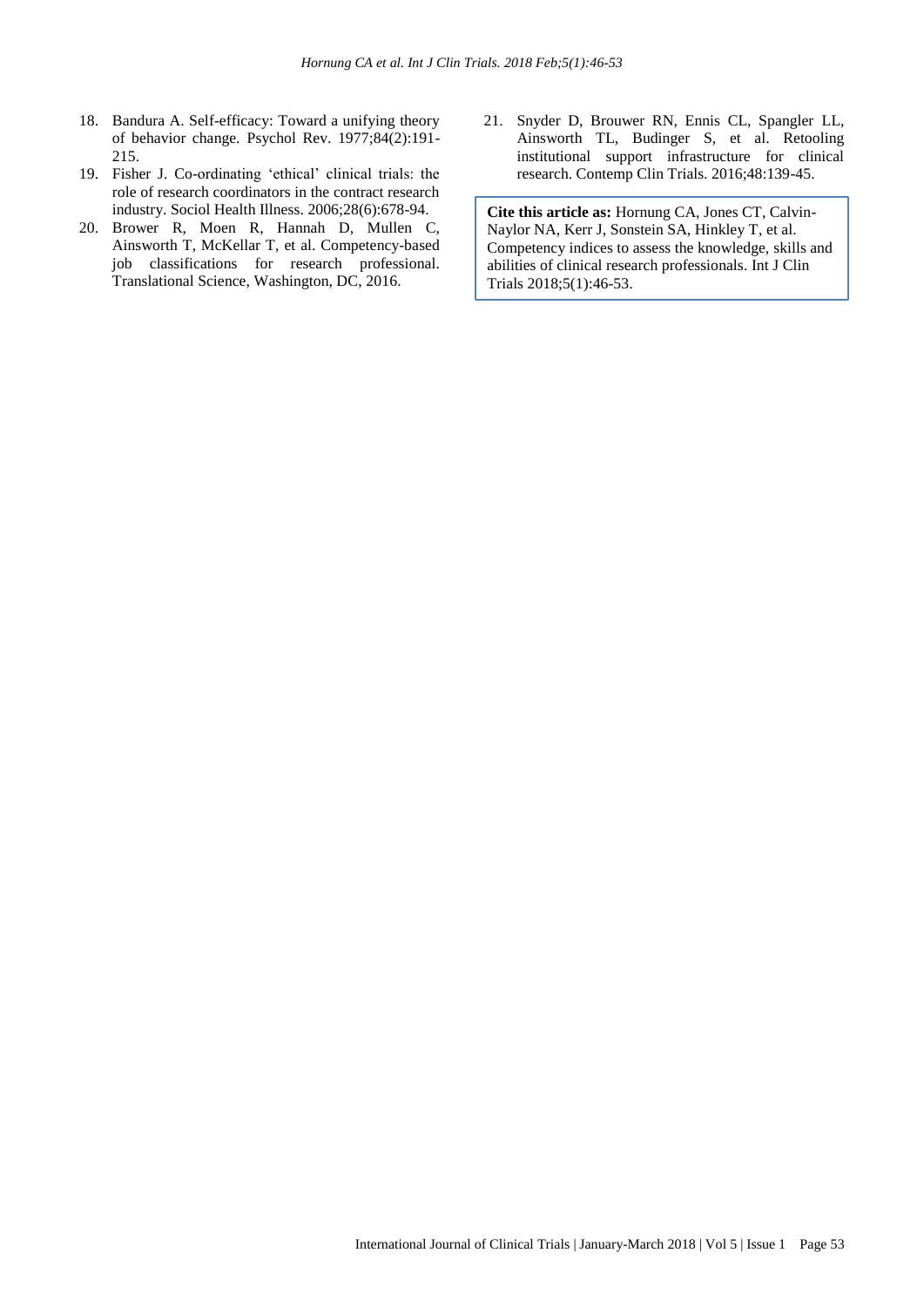18. Bandura A. Self-efficacy: Toward a unifying theory of behavior change. Psychol Rev. 1977;84(2):191-215.
19. Fisher J. Co-ordinating 'ethical' clinical trials: the role of research coordinators in the contract research industry. Sociol Health Illness. 2006;28(6):678-94.
20. Brower R, Moen R, Hannah D, Mullen C, Ainsworth T, McKellar T, et al. Competency-based job classifications for research professional. Translational Science, Washington, DC, 2016.
21. Snyder D, Brouwer RN, Ennis CL, Spangler LL, Ainsworth TL, Budinger S, et al. Retooling institutional support infrastructure for clinical research. Contemp Clin Trials. 2016;48:139-45.

**Cite this article as:** Hornung CA, Jones CT, Calvin-Naylor NA, Kerr J, Sonstein SA, Hinkley T, et al. Competency indices to assess the knowledge, skills and abilities of clinical research professionals. Int J Clin Trials 2018;5(1):46-53.